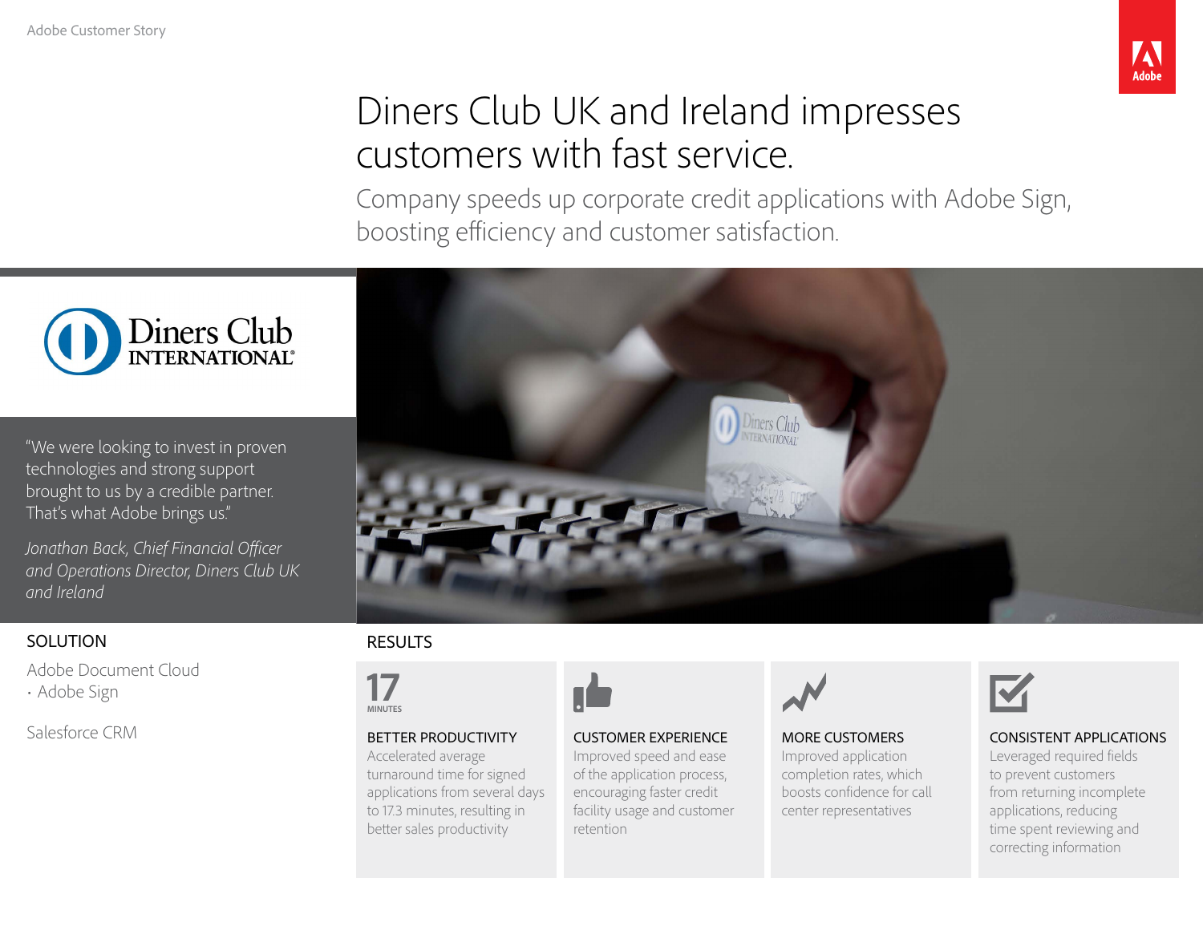Adobe Customer Story

# Diners Club UK and Ireland impresses customers with fast service.

## Company speeds up corporate credit applications with Adobe Sign, boosting efficiency and customer satisfaction.

"We were looking to invest in proven technologies and strong support brought to us by a credible partner. That's what Adobe brings us."

*Jonathan Back, Chief Financial Officer and Operations Director, Diners Club UK and Ireland*

### SOLUTION

Adobe Document Cloud
- Adobe Sign

Salesforce CRM

### RESULTS

**17** MINUTES

**BETTER PRODUCTIVITY**
Accelerated average turnaround time for signed applications from several days to 17.3 minutes, resulting in better sales productivity

**CUSTOMER EXPERIENCE**
Improved speed and ease of the application process, encouraging faster credit facility usage and customer retention

**MORE CUSTOMERS**
Improved application completion rates, which boosts confidence for call center representatives

**CONSISTENT APPLICATIONS**
Leveraged required fields to prevent customers from returning incomplete applications, reducing time spent reviewing and correcting information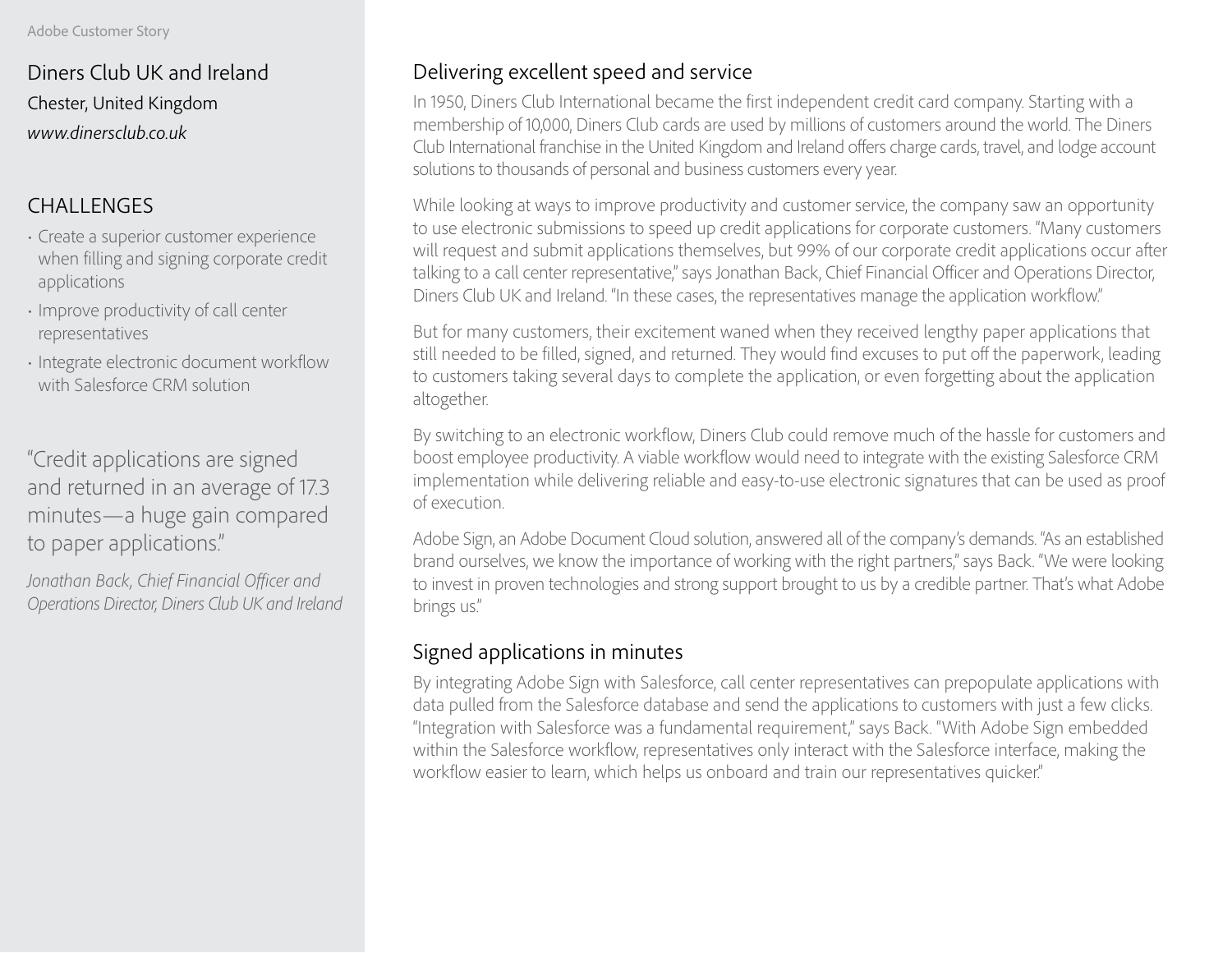Adobe Customer Story

# Diners Club UK and Ireland

Chester, United Kingdom

*www.dinersclub.co.uk*

## CHALLENGES

- Create a superior customer experience when filling and signing corporate credit applications
- Improve productivity of call center representatives
- Integrate electronic document workflow with Salesforce CRM solution

"Credit applications are signed and returned in an average of 17.3 minutes—a huge gain compared to paper applications."

*Jonathan Back, Chief Financial Officer and Operations Director, Diners Club UK and Ireland*

## Delivering excellent speed and service

In 1950, Diners Club International became the first independent credit card company. Starting with a membership of 10,000, Diners Club cards are used by millions of customers around the world. The Diners Club International franchise in the United Kingdom and Ireland offers charge cards, travel, and lodge account solutions to thousands of personal and business customers every year.

While looking at ways to improve productivity and customer service, the company saw an opportunity to use electronic submissions to speed up credit applications for corporate customers. "Many customers will request and submit applications themselves, but 99% of our corporate credit applications occur after talking to a call center representative," says Jonathan Back, Chief Financial Officer and Operations Director, Diners Club UK and Ireland. "In these cases, the representatives manage the application workflow."

But for many customers, their excitement waned when they received lengthy paper applications that still needed to be filled, signed, and returned. They would find excuses to put off the paperwork, leading to customers taking several days to complete the application, or even forgetting about the application altogether.

By switching to an electronic workflow, Diners Club could remove much of the hassle for customers and boost employee productivity. A viable workflow would need to integrate with the existing Salesforce CRM implementation while delivering reliable and easy-to-use electronic signatures that can be used as proof of execution.

Adobe Sign, an Adobe Document Cloud solution, answered all of the company's demands. "As an established brand ourselves, we know the importance of working with the right partners," says Back. "We were looking to invest in proven technologies and strong support brought to us by a credible partner. That's what Adobe brings us."

## Signed applications in minutes

By integrating Adobe Sign with Salesforce, call center representatives can prepopulate applications with data pulled from the Salesforce database and send the applications to customers with just a few clicks. "Integration with Salesforce was a fundamental requirement," says Back. "With Adobe Sign embedded within the Salesforce workflow, representatives only interact with the Salesforce interface, making the workflow easier to learn, which helps us onboard and train our representatives quicker."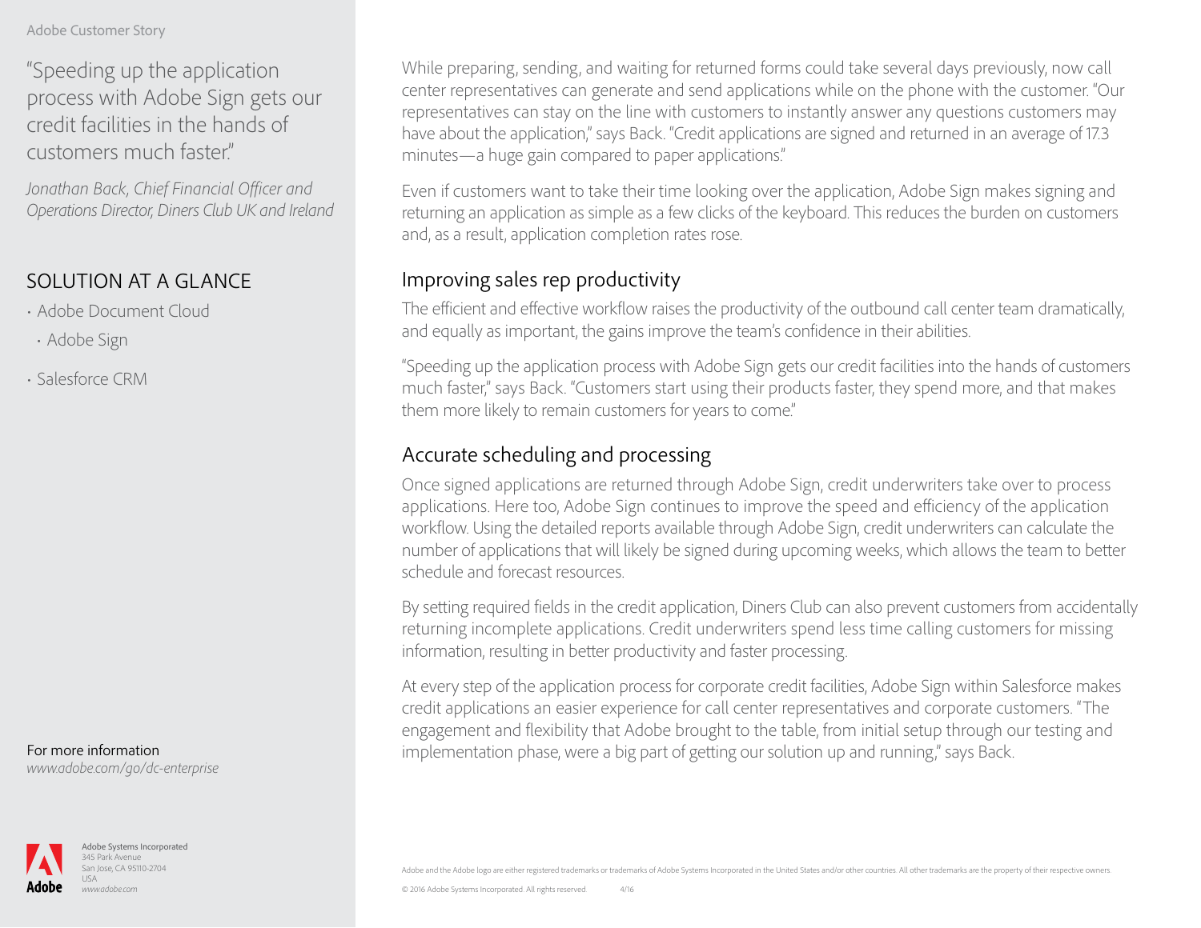"Speeding up the application process with Adobe Sign gets our credit facilities in the hands of customers much faster."

*Jonathan Back, Chief Financial Officer and Operations Director, Diners Club UK and Ireland*

## SOLUTION AT A GLANCE

- Adobe Document Cloud
  - Adobe Sign
- Salesforce CRM

While preparing, sending, and waiting for returned forms could take several days previously, now call center representatives can generate and send applications while on the phone with the customer. "Our representatives can stay on the line with customers to instantly answer any questions customers may have about the application," says Back. "Credit applications are signed and returned in an average of 17.3 minutes—a huge gain compared to paper applications."

Even if customers want to take their time looking over the application, Adobe Sign makes signing and returning an application as simple as a few clicks of the keyboard. This reduces the burden on customers and, as a result, application completion rates rose.

## Improving sales rep productivity

The efficient and effective workflow raises the productivity of the outbound call center team dramatically, and equally as important, the gains improve the team's confidence in their abilities.

"Speeding up the application process with Adobe Sign gets our credit facilities into the hands of customers much faster," says Back. "Customers start using their products faster, they spend more, and that makes them more likely to remain customers for years to come."

## Accurate scheduling and processing

Once signed applications are returned through Adobe Sign, credit underwriters take over to process applications. Here too, Adobe Sign continues to improve the speed and efficiency of the application workflow. Using the detailed reports available through Adobe Sign, credit underwriters can calculate the number of applications that will likely be signed during upcoming weeks, which allows the team to better schedule and forecast resources.

By setting required fields in the credit application, Diners Club can also prevent customers from accidentally returning incomplete applications. Credit underwriters spend less time calling customers for missing information, resulting in better productivity and faster processing.

At every step of the application process for corporate credit facilities, Adobe Sign within Salesforce makes credit applications an easier experience for call center representatives and corporate customers. "The engagement and flexibility that Adobe brought to the table, from initial setup through our testing and implementation phase, were a big part of getting our solution up and running," says Back.

For more information
*www.adobe.com/go/dc-enterprise*

Adobe Systems Incorporated
345 Park Avenue
San Jose, CA 95110-2704
USA
*www.adobe.com*

Adobe and the Adobe logo are either registered trademarks or trademarks of Adobe Systems Incorporated in the United States and/or other countries. All other trademarks are the property of their respective owners.

© 2016 Adobe Systems Incorporated. All rights reserved. 4/16